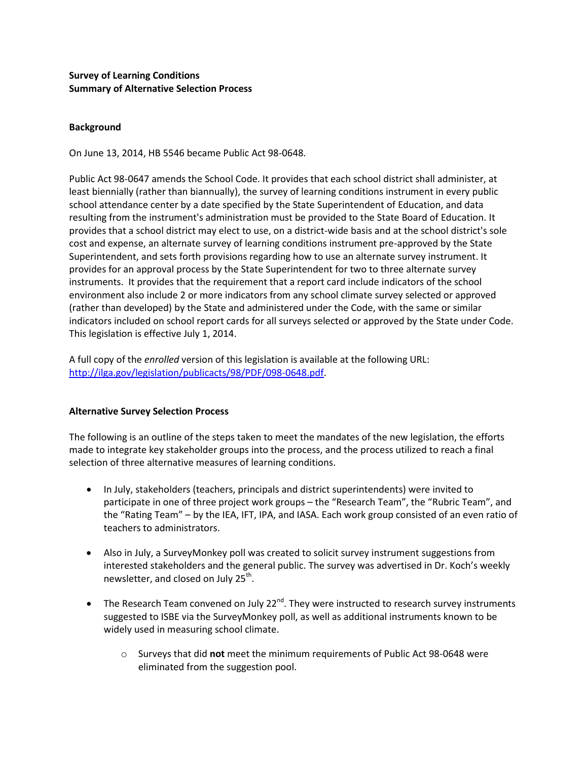**Survey of Learning Conditions**
**Summary of Alternative Selection Process**

**Background**

On June 13, 2014, HB 5546 became Public Act 98-0648.

Public Act 98-0647 amends the School Code. It provides that each school district shall administer, at least biennially (rather than biannually), the survey of learning conditions instrument in every public school attendance center by a date specified by the State Superintendent of Education, and data resulting from the instrument's administration must be provided to the State Board of Education. It provides that a school district may elect to use, on a district-wide basis and at the school district's sole cost and expense, an alternate survey of learning conditions instrument pre-approved by the State Superintendent, and sets forth provisions regarding how to use an alternate survey instrument. It provides for an approval process by the State Superintendent for two to three alternate survey instruments. It provides that the requirement that a report card include indicators of the school environment also include 2 or more indicators from any school climate survey selected or approved (rather than developed) by the State and administered under the Code, with the same or similar indicators included on school report cards for all surveys selected or approved by the State under Code. This legislation is effective July 1, 2014.

A full copy of the *enrolled* version of this legislation is available at the following URL: http://ilga.gov/legislation/publicacts/98/PDF/098-0648.pdf.

**Alternative Survey Selection Process**

The following is an outline of the steps taken to meet the mandates of the new legislation, the efforts made to integrate key stakeholder groups into the process, and the process utilized to reach a final selection of three alternative measures of learning conditions.

- In July, stakeholders (teachers, principals and district superintendents) were invited to participate in one of three project work groups – the "Research Team", the "Rubric Team", and the "Rating Team" – by the IEA, IFT, IPA, and IASA. Each work group consisted of an even ratio of teachers to administrators.
- Also in July, a SurveyMonkey poll was created to solicit survey instrument suggestions from interested stakeholders and the general public. The survey was advertised in Dr. Koch's weekly newsletter, and closed on July 25th.
- The Research Team convened on July 22nd. They were instructed to research survey instruments suggested to ISBE via the SurveyMonkey poll, as well as additional instruments known to be widely used in measuring school climate.
    - Surveys that did **not** meet the minimum requirements of Public Act 98-0648 were eliminated from the suggestion pool.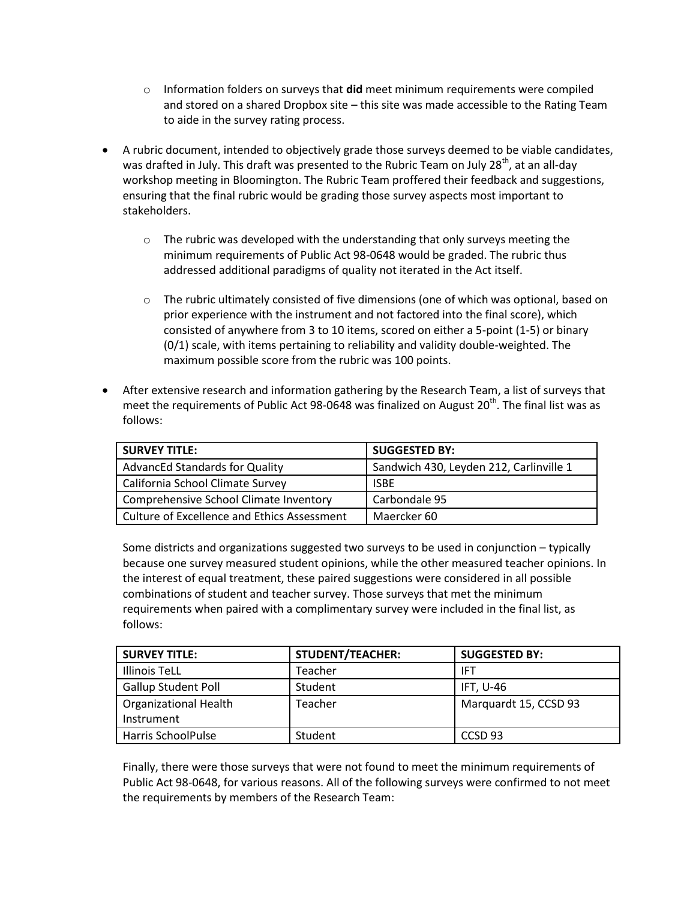- Information folders on surveys that **did** meet minimum requirements were compiled and stored on a shared Dropbox site – this site was made accessible to the Rating Team to aide in the survey rating process.

- A rubric document, intended to objectively grade those surveys deemed to be viable candidates, was drafted in July. This draft was presented to the Rubric Team on July 28th, at an all-day workshop meeting in Bloomington. The Rubric Team proffered their feedback and suggestions, ensuring that the final rubric would be grading those survey aspects most important to stakeholders.

  - The rubric was developed with the understanding that only surveys meeting the minimum requirements of Public Act 98-0648 would be graded. The rubric thus addressed additional paradigms of quality not iterated in the Act itself.

  - The rubric ultimately consisted of five dimensions (one of which was optional, based on prior experience with the instrument and not factored into the final score), which consisted of anywhere from 3 to 10 items, scored on either a 5-point (1-5) or binary (0/1) scale, with items pertaining to reliability and validity double-weighted. The maximum possible score from the rubric was 100 points.

- After extensive research and information gathering by the Research Team, a list of surveys that meet the requirements of Public Act 98-0648 was finalized on August 20th. The final list was as follows:

| SURVEY TITLE: | SUGGESTED BY: |
|---|---|
| AdvancEd Standards for Quality | Sandwich 430, Leyden 212, Carlinville 1 |
| California School Climate Survey | ISBE |
| Comprehensive School Climate Inventory | Carbondale 95 |
| Culture of Excellence and Ethics Assessment | Maercker 60 |

  Some districts and organizations suggested two surveys to be used in conjunction – typically because one survey measured student opinions, while the other measured teacher opinions. In the interest of equal treatment, these paired suggestions were considered in all possible combinations of student and teacher survey. Those surveys that met the minimum requirements when paired with a complimentary survey were included in the final list, as follows:

| SURVEY TITLE: | STUDENT/TEACHER: | SUGGESTED BY: |
|---|---|---|
| Illinois TeLL | Teacher | IFT |
| Gallup Student Poll | Student | IFT, U-46 |
| Organizational Health Instrument | Teacher | Marquardt 15, CCSD 93 |
| Harris SchoolPulse | Student | CCSD 93 |

  Finally, there were those surveys that were not found to meet the minimum requirements of Public Act 98-0648, for various reasons. All of the following surveys were confirmed to not meet the requirements by members of the Research Team: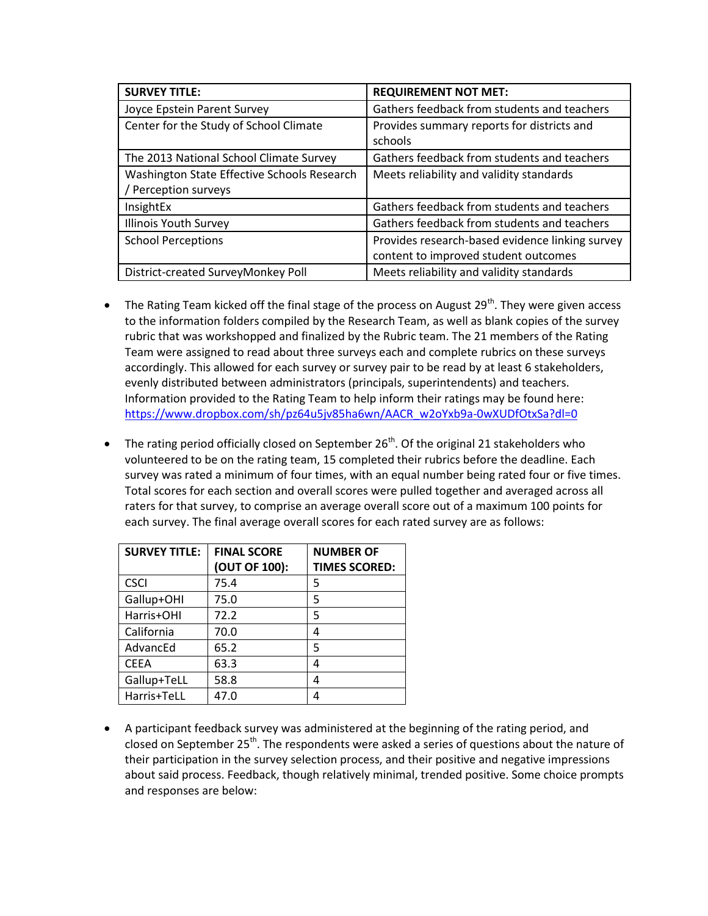| SURVEY TITLE: | REQUIREMENT NOT MET: |
| --- | --- |
| Joyce Epstein Parent Survey | Gathers feedback from students and teachers |
| Center for the Study of School Climate | Provides summary reports for districts and schools |
| The 2013 National School Climate Survey | Gathers feedback from students and teachers |
| Washington State Effective Schools Research / Perception surveys | Meets reliability and validity standards |
| InsightEx | Gathers feedback from students and teachers |
| Illinois Youth Survey | Gathers feedback from students and teachers |
| School Perceptions | Provides research-based evidence linking survey content to improved student outcomes |
| District-created SurveyMonkey Poll | Meets reliability and validity standards |

- The Rating Team kicked off the final stage of the process on August 29th. They were given access to the information folders compiled by the Research Team, as well as blank copies of the survey rubric that was workshopped and finalized by the Rubric team. The 21 members of the Rating Team were assigned to read about three surveys each and complete rubrics on these surveys accordingly. This allowed for each survey or survey pair to be read by at least 6 stakeholders, evenly distributed between administrators (principals, superintendents) and teachers. Information provided to the Rating Team to help inform their ratings may be found here: https://www.dropbox.com/sh/pz64u5jv85ha6wn/AACR_w2oYxb9a-0wXUDfOtxSa?dl=0

- The rating period officially closed on September 26th. Of the original 21 stakeholders who volunteered to be on the rating team, 15 completed their rubrics before the deadline. Each survey was rated a minimum of four times, with an equal number being rated four or five times. Total scores for each section and overall scores were pulled together and averaged across all raters for that survey, to comprise an average overall score out of a maximum 100 points for each survey. The final average overall scores for each rated survey are as follows:

| SURVEY TITLE: | FINAL SCORE (OUT OF 100): | NUMBER OF TIMES SCORED: |
| --- | --- | --- |
| CSCI | 75.4 | 5 |
| Gallup+OHI | 75.0 | 5 |
| Harris+OHI | 72.2 | 5 |
| California | 70.0 | 4 |
| AdvancEd | 65.2 | 5 |
| CEEA | 63.3 | 4 |
| Gallup+TeLL | 58.8 | 4 |
| Harris+TeLL | 47.0 | 4 |

- A participant feedback survey was administered at the beginning of the rating period, and closed on September 25th. The respondents were asked a series of questions about the nature of their participation in the survey selection process, and their positive and negative impressions about said process. Feedback, though relatively minimal, trended positive. Some choice prompts and responses are below: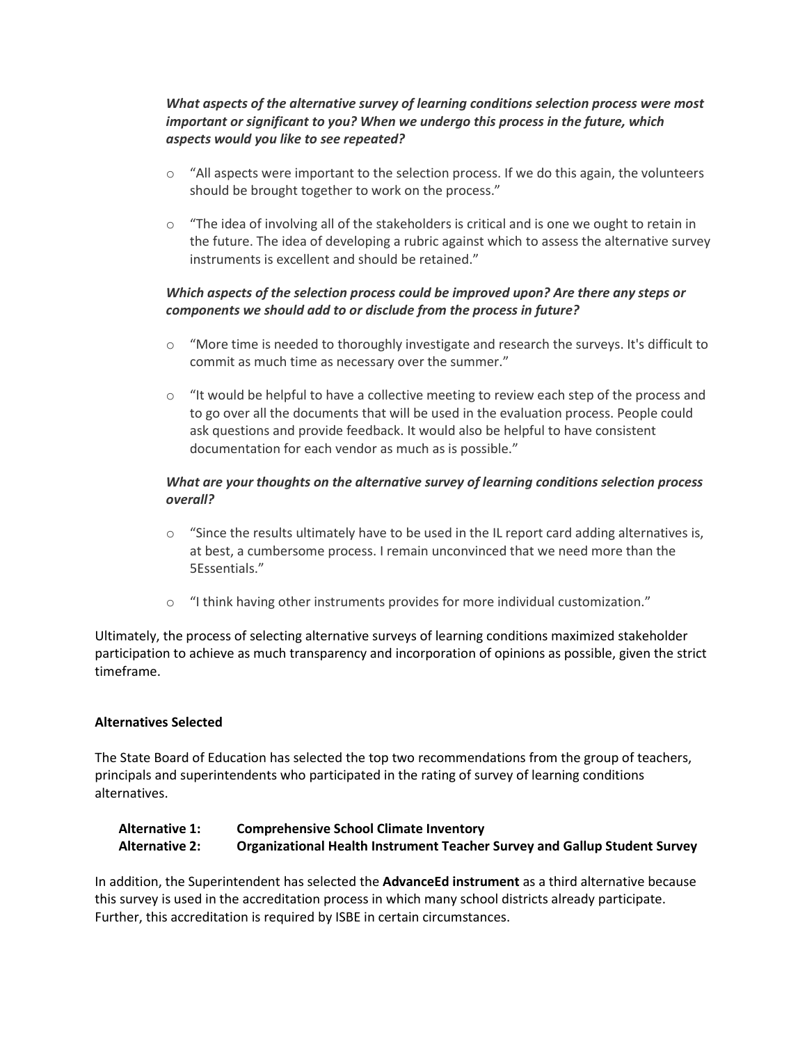***What aspects of the alternative survey of learning conditions selection process were most important or significant to you? When we undergo this process in the future, which aspects would you like to see repeated?***

- "All aspects were important to the selection process. If we do this again, the volunteers should be brought together to work on the process."
- "The idea of involving all of the stakeholders is critical and is one we ought to retain in the future. The idea of developing a rubric against which to assess the alternative survey instruments is excellent and should be retained."

***Which aspects of the selection process could be improved upon? Are there any steps or components we should add to or disclude from the process in future?***

- "More time is needed to thoroughly investigate and research the surveys. It's difficult to commit as much time as necessary over the summer."
- "It would be helpful to have a collective meeting to review each step of the process and to go over all the documents that will be used in the evaluation process. People could ask questions and provide feedback. It would also be helpful to have consistent documentation for each vendor as much as is possible."

***What are your thoughts on the alternative survey of learning conditions selection process overall?***

- "Since the results ultimately have to be used in the IL report card adding alternatives is, at best, a cumbersome process. I remain unconvinced that we need more than the 5Essentials."
- "I think having other instruments provides for more individual customization."

Ultimately, the process of selecting alternative surveys of learning conditions maximized stakeholder participation to achieve as much transparency and incorporation of opinions as possible, given the strict timeframe.

**Alternatives Selected**

The State Board of Education has selected the top two recommendations from the group of teachers, principals and superintendents who participated in the rating of survey of learning conditions alternatives.

**Alternative 1:** **Comprehensive School Climate Inventory**
**Alternative 2:** **Organizational Health Instrument Teacher Survey and Gallup Student Survey**

In addition, the Superintendent has selected the **AdvanceEd instrument** as a third alternative because this survey is used in the accreditation process in which many school districts already participate. Further, this accreditation is required by ISBE in certain circumstances.